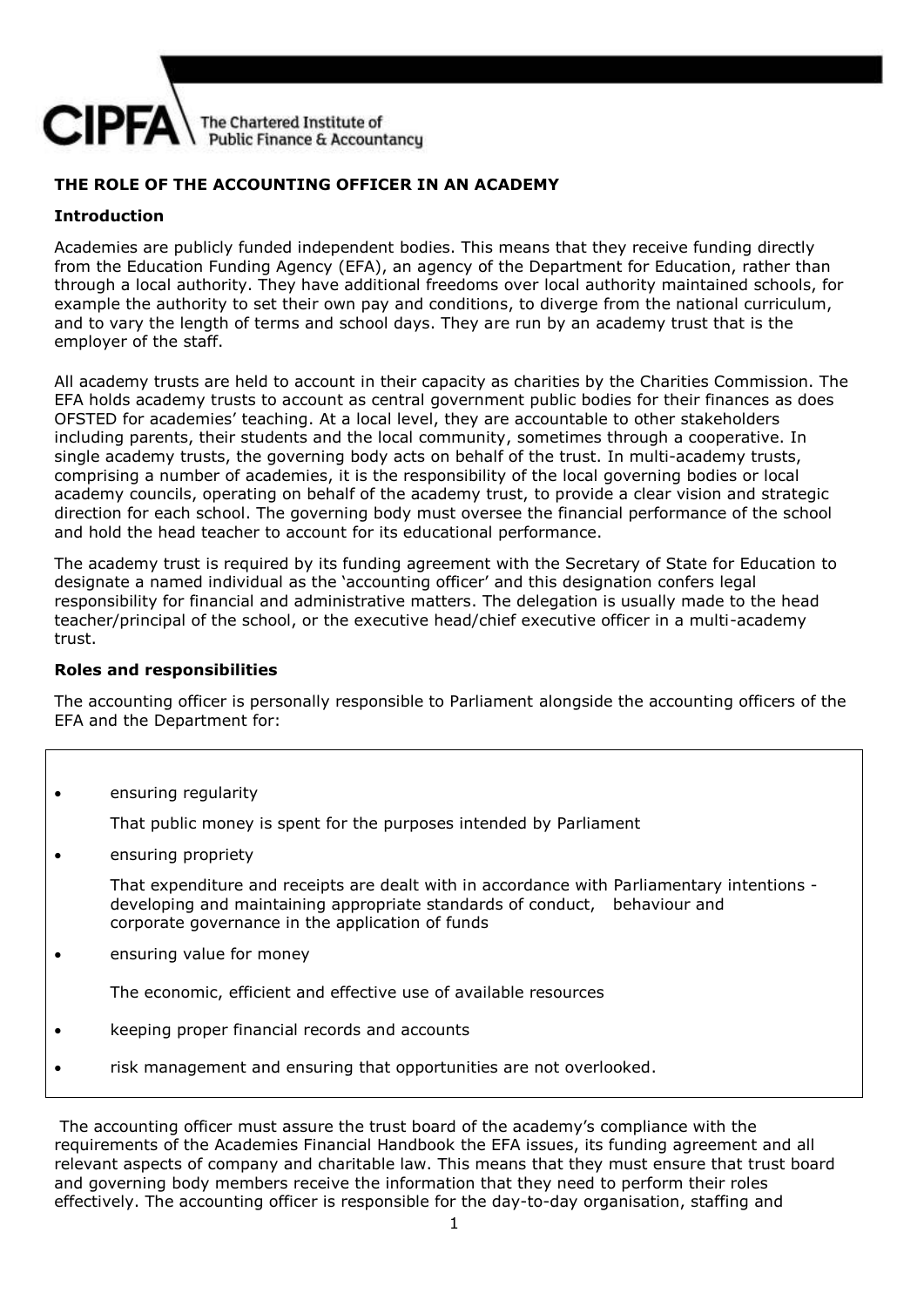# THE ROLE OF THE ACCOUNTING OFFICER IN AN ACADEMY

## Introduction

Academies are publicly funded independent bodies. This means that they receive funding directly from the Education Funding Agency (EFA), an agency of the Department for Education, rather than through a local authority. They have additional freedoms over local authority maintained schools, for example the authority to set their own pay and conditions, to diverge from the national curriculum, and to vary the length of terms and school days. They are run by an academy trust that is the employer of the staff.

All academy trusts are held to account in their capacity as charities by the Charities Commission. The EFA holds academy trusts to account as central government public bodies for their finances as does OFSTED for academies' teaching. At a local level, they are accountable to other stakeholders including parents, their students and the local community, sometimes through a cooperative. In single academy trusts, the governing body acts on behalf of the trust. In multi-academy trusts, comprising a number of academies, it is the responsibility of the local governing bodies or local academy councils, operating on behalf of the academy trust, to provide a clear vision and strategic direction for each school. The governing body must oversee the financial performance of the school and hold the head teacher to account for its educational performance.

The academy trust is required by its funding agreement with the Secretary of State for Education to designate a named individual as the 'accounting officer' and this designation confers legal responsibility for financial and administrative matters. The delegation is usually made to the head teacher/principal of the school, or the executive head/chief executive officer in a multi-academy trust.

## Roles and responsibilities

The accounting officer is personally responsible to Parliament alongside the accounting officers of the EFA and the Department for:

- ensuring regularity

  That public money is spent for the purposes intended by Parliament

- ensuring propriety

  That expenditure and receipts are dealt with in accordance with Parliamentary intentions - developing and maintaining appropriate standards of conduct, behaviour and corporate governance in the application of funds

- ensuring value for money

  The economic, efficient and effective use of available resources

- keeping proper financial records and accounts
- risk management and ensuring that opportunities are not overlooked.

The accounting officer must assure the trust board of the academy's compliance with the requirements of the Academies Financial Handbook the EFA issues, its funding agreement and all relevant aspects of company and charitable law. This means that they must ensure that trust board and governing body members receive the information that they need to perform their roles effectively. The accounting officer is responsible for the day-to-day organisation, staffing and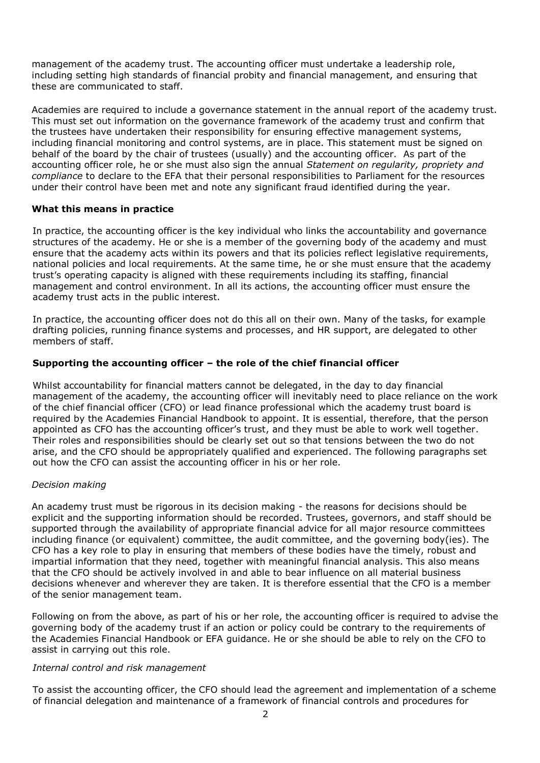management of the academy trust. The accounting officer must undertake a leadership role, including setting high standards of financial probity and financial management, and ensuring that these are communicated to staff.

Academies are required to include a governance statement in the annual report of the academy trust. This must set out information on the governance framework of the academy trust and confirm that the trustees have undertaken their responsibility for ensuring effective management systems, including financial monitoring and control systems, are in place. This statement must be signed on behalf of the board by the chair of trustees (usually) and the accounting officer. As part of the accounting officer role, he or she must also sign the annual *Statement on regularity, propriety and compliance* to declare to the EFA that their personal responsibilities to Parliament for the resources under their control have been met and note any significant fraud identified during the year.

### What this means in practice

In practice, the accounting officer is the key individual who links the accountability and governance structures of the academy. He or she is a member of the governing body of the academy and must ensure that the academy acts within its powers and that its policies reflect legislative requirements, national policies and local requirements. At the same time, he or she must ensure that the academy trust's operating capacity is aligned with these requirements including its staffing, financial management and control environment. In all its actions, the accounting officer must ensure the academy trust acts in the public interest.

In practice, the accounting officer does not do this all on their own. Many of the tasks, for example drafting policies, running finance systems and processes, and HR support, are delegated to other members of staff.

### Supporting the accounting officer – the role of the chief financial officer

Whilst accountability for financial matters cannot be delegated, in the day to day financial management of the academy, the accounting officer will inevitably need to place reliance on the work of the chief financial officer (CFO) or lead finance professional which the academy trust board is required by the Academies Financial Handbook to appoint. It is essential, therefore, that the person appointed as CFO has the accounting officer's trust, and they must be able to work well together. Their roles and responsibilities should be clearly set out so that tensions between the two do not arise, and the CFO should be appropriately qualified and experienced. The following paragraphs set out how the CFO can assist the accounting officer in his or her role.

*Decision making*

An academy trust must be rigorous in its decision making - the reasons for decisions should be explicit and the supporting information should be recorded. Trustees, governors, and staff should be supported through the availability of appropriate financial advice for all major resource committees including finance (or equivalent) committee, the audit committee, and the governing body(ies). The CFO has a key role to play in ensuring that members of these bodies have the timely, robust and impartial information that they need, together with meaningful financial analysis. This also means that the CFO should be actively involved in and able to bear influence on all material business decisions whenever and wherever they are taken. It is therefore essential that the CFO is a member of the senior management team.

Following on from the above, as part of his or her role, the accounting officer is required to advise the governing body of the academy trust if an action or policy could be contrary to the requirements of the Academies Financial Handbook or EFA guidance. He or she should be able to rely on the CFO to assist in carrying out this role.

*Internal control and risk management*

To assist the accounting officer, the CFO should lead the agreement and implementation of a scheme of financial delegation and maintenance of a framework of financial controls and procedures for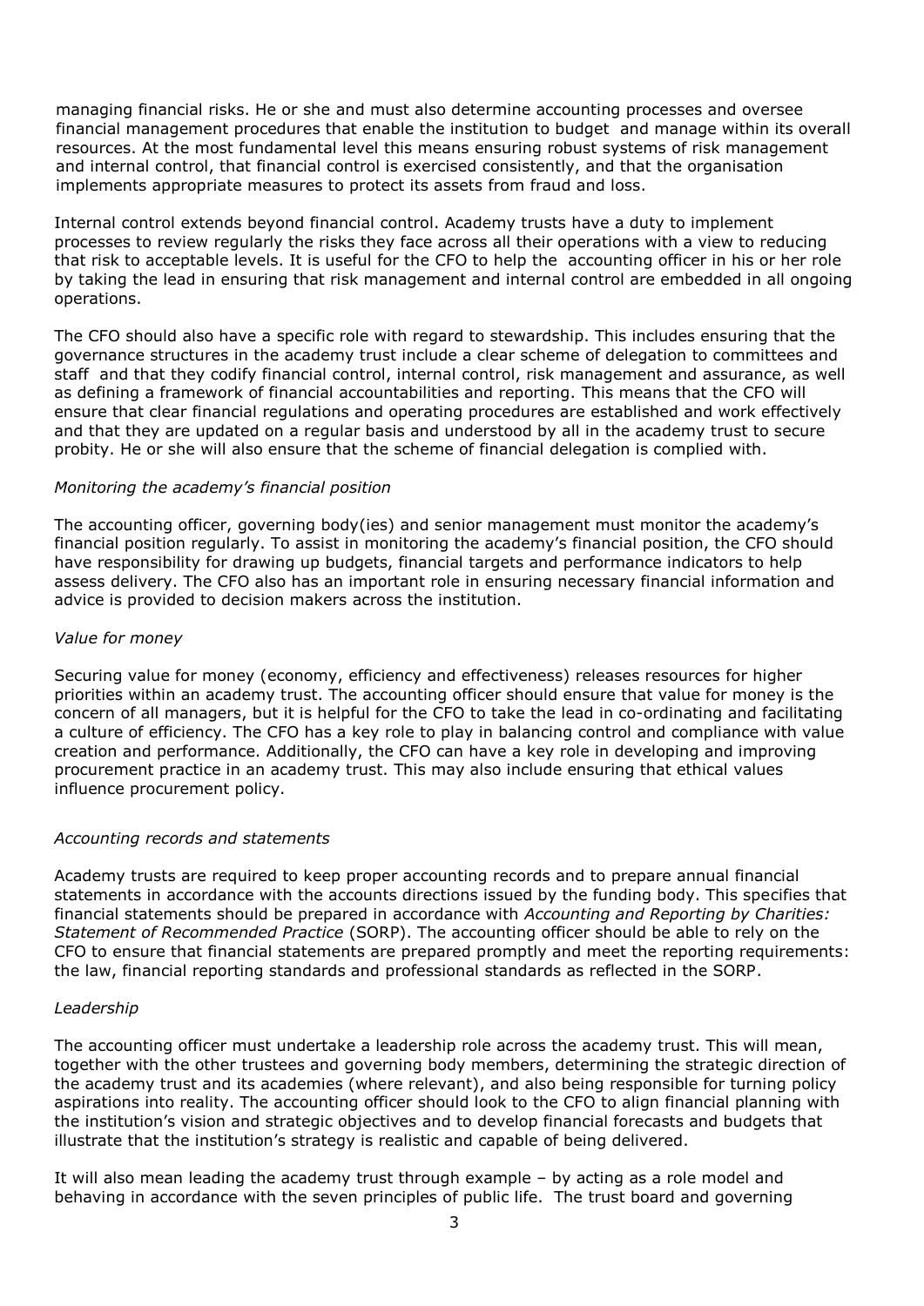managing financial risks. He or she and must also determine accounting processes and oversee financial management procedures that enable the institution to budget and manage within its overall resources. At the most fundamental level this means ensuring robust systems of risk management and internal control, that financial control is exercised consistently, and that the organisation implements appropriate measures to protect its assets from fraud and loss.

Internal control extends beyond financial control. Academy trusts have a duty to implement processes to review regularly the risks they face across all their operations with a view to reducing that risk to acceptable levels. It is useful for the CFO to help the accounting officer in his or her role by taking the lead in ensuring that risk management and internal control are embedded in all ongoing operations.

The CFO should also have a specific role with regard to stewardship. This includes ensuring that the governance structures in the academy trust include a clear scheme of delegation to committees and staff and that they codify financial control, internal control, risk management and assurance, as well as defining a framework of financial accountabilities and reporting. This means that the CFO will ensure that clear financial regulations and operating procedures are established and work effectively and that they are updated on a regular basis and understood by all in the academy trust to secure probity. He or she will also ensure that the scheme of financial delegation is complied with.

*Monitoring the academy's financial position*

The accounting officer, governing body(ies) and senior management must monitor the academy's financial position regularly. To assist in monitoring the academy's financial position, the CFO should have responsibility for drawing up budgets, financial targets and performance indicators to help assess delivery. The CFO also has an important role in ensuring necessary financial information and advice is provided to decision makers across the institution.

*Value for money*

Securing value for money (economy, efficiency and effectiveness) releases resources for higher priorities within an academy trust. The accounting officer should ensure that value for money is the concern of all managers, but it is helpful for the CFO to take the lead in co-ordinating and facilitating a culture of efficiency. The CFO has a key role to play in balancing control and compliance with value creation and performance. Additionally, the CFO can have a key role in developing and improving procurement practice in an academy trust. This may also include ensuring that ethical values influence procurement policy.

*Accounting records and statements*

Academy trusts are required to keep proper accounting records and to prepare annual financial statements in accordance with the accounts directions issued by the funding body. This specifies that financial statements should be prepared in accordance with *Accounting and Reporting by Charities: Statement of Recommended Practice* (SORP). The accounting officer should be able to rely on the CFO to ensure that financial statements are prepared promptly and meet the reporting requirements: the law, financial reporting standards and professional standards as reflected in the SORP.

*Leadership*

The accounting officer must undertake a leadership role across the academy trust. This will mean, together with the other trustees and governing body members, determining the strategic direction of the academy trust and its academies (where relevant), and also being responsible for turning policy aspirations into reality. The accounting officer should look to the CFO to align financial planning with the institution's vision and strategic objectives and to develop financial forecasts and budgets that illustrate that the institution's strategy is realistic and capable of being delivered.

It will also mean leading the academy trust through example – by acting as a role model and behaving in accordance with the seven principles of public life. The trust board and governing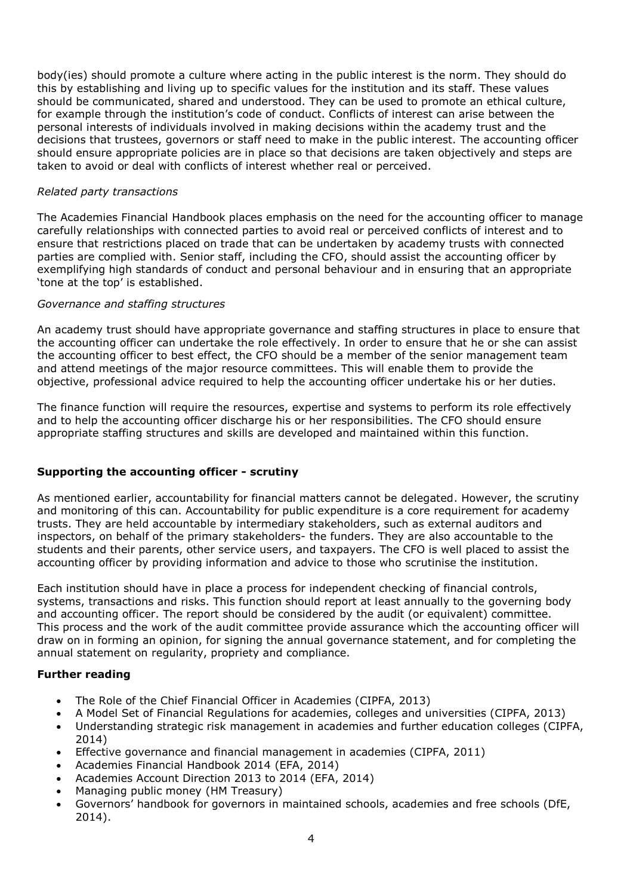body(ies) should promote a culture where acting in the public interest is the norm. They should do this by establishing and living up to specific values for the institution and its staff. These values should be communicated, shared and understood. They can be used to promote an ethical culture, for example through the institution's code of conduct. Conflicts of interest can arise between the personal interests of individuals involved in making decisions within the academy trust and the decisions that trustees, governors or staff need to make in the public interest. The accounting officer should ensure appropriate policies are in place so that decisions are taken objectively and steps are taken to avoid or deal with conflicts of interest whether real or perceived.

*Related party transactions*

The Academies Financial Handbook places emphasis on the need for the accounting officer to manage carefully relationships with connected parties to avoid real or perceived conflicts of interest and to ensure that restrictions placed on trade that can be undertaken by academy trusts with connected parties are complied with. Senior staff, including the CFO, should assist the accounting officer by exemplifying high standards of conduct and personal behaviour and in ensuring that an appropriate 'tone at the top' is established.

*Governance and staffing structures*

An academy trust should have appropriate governance and staffing structures in place to ensure that the accounting officer can undertake the role effectively. In order to ensure that he or she can assist the accounting officer to best effect, the CFO should be a member of the senior management team and attend meetings of the major resource committees. This will enable them to provide the objective, professional advice required to help the accounting officer undertake his or her duties.

The finance function will require the resources, expertise and systems to perform its role effectively and to help the accounting officer discharge his or her responsibilities. The CFO should ensure appropriate staffing structures and skills are developed and maintained within this function.

**Supporting the accounting officer - scrutiny**

As mentioned earlier, accountability for financial matters cannot be delegated. However, the scrutiny and monitoring of this can. Accountability for public expenditure is a core requirement for academy trusts. They are held accountable by intermediary stakeholders, such as external auditors and inspectors, on behalf of the primary stakeholders- the funders. They are also accountable to the students and their parents, other service users, and taxpayers. The CFO is well placed to assist the accounting officer by providing information and advice to those who scrutinise the institution.

Each institution should have in place a process for independent checking of financial controls, systems, transactions and risks. This function should report at least annually to the governing body and accounting officer. The report should be considered by the audit (or equivalent) committee. This process and the work of the audit committee provide assurance which the accounting officer will draw on in forming an opinion, for signing the annual governance statement, and for completing the annual statement on regularity, propriety and compliance.

**Further reading**

- The Role of the Chief Financial Officer in Academies (CIPFA, 2013)
- A Model Set of Financial Regulations for academies, colleges and universities (CIPFA, 2013)
- Understanding strategic risk management in academies and further education colleges (CIPFA, 2014)
- Effective governance and financial management in academies (CIPFA, 2011)
- Academies Financial Handbook 2014 (EFA, 2014)
- Academies Account Direction 2013 to 2014 (EFA, 2014)
- Managing public money (HM Treasury)
- Governors' handbook for governors in maintained schools, academies and free schools (DfE, 2014).